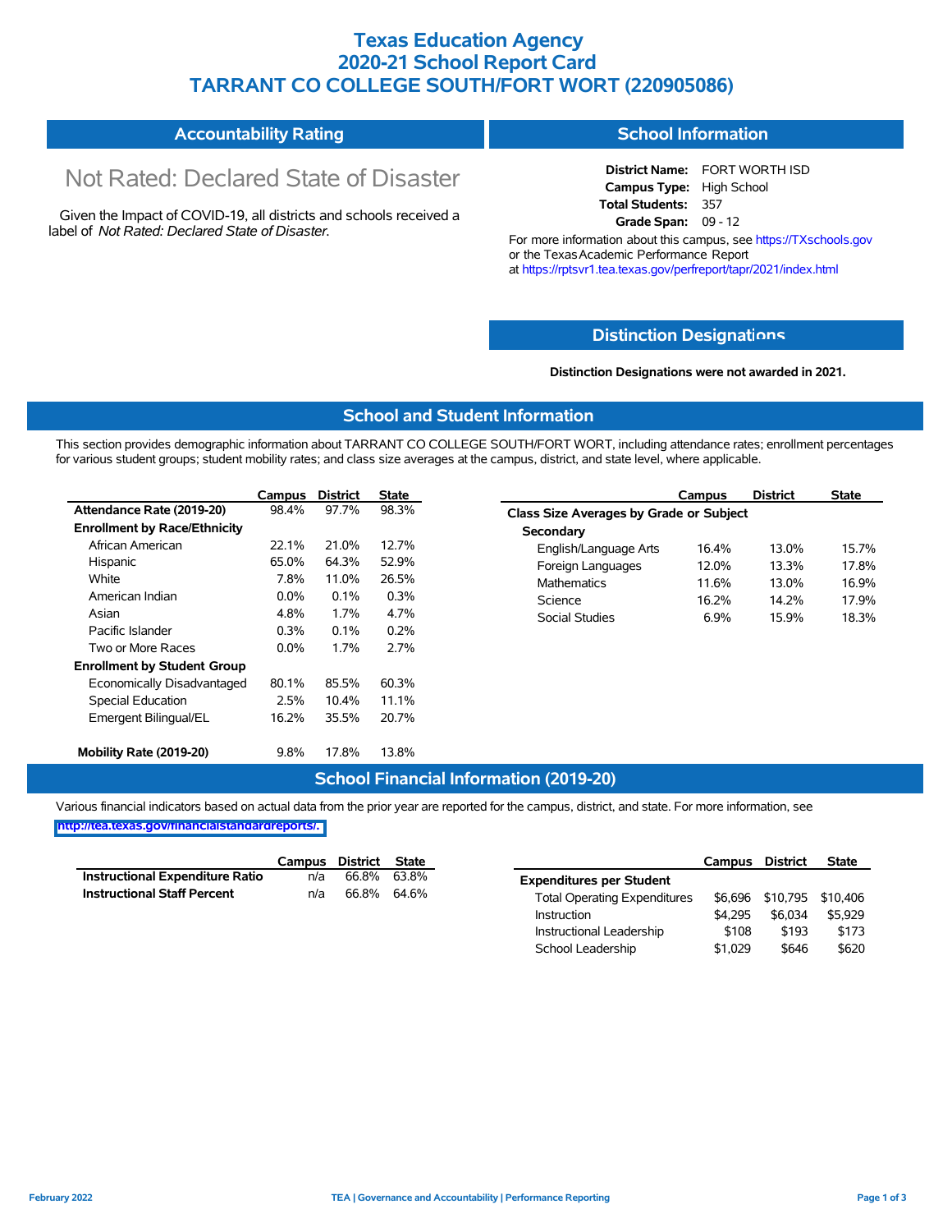# Texas Education Agency
# 2020-21 School Report Card
# TARRANT CO COLLEGE SOUTH/FORT WORT (220905086)

## Accountability Rating

Not Rated: Declared State of Disaster

Given the Impact of COVID-19, all districts and schools received a label of *Not Rated: Declared State of Disaster*.

## School Information

**District Name:** FORT WORTH ISD
**Campus Type:** High School
**Total Students:** 357
**Grade Span:** 09 - 12

For more information about this campus, see https://TXschools.gov or the Texas Academic Performance Report at https://rptsvr1.tea.texas.gov/perfreport/tapr/2021/index.html

## Distinction Designations

**Distinction Designations were not awarded in 2021.**

## School and Student Information

This section provides demographic information about TARRANT CO COLLEGE SOUTH/FORT WORT, including attendance rates; enrollment percentages for various student groups; student mobility rates; and class size averages at the campus, district, and state level, where applicable.

| | Campus | District | State |
|---|---|---|---|
| **Attendance Rate (2019-20)** | 98.4% | 97.7% | 98.3% |
| **Enrollment by Race/Ethnicity** | | | |
| African American | 22.1% | 21.0% | 12.7% |
| Hispanic | 65.0% | 64.3% | 52.9% |
| White | 7.8% | 11.0% | 26.5% |
| American Indian | 0.0% | 0.1% | 0.3% |
| Asian | 4.8% | 1.7% | 4.7% |
| Pacific Islander | 0.3% | 0.1% | 0.2% |
| Two or More Races | 0.0% | 1.7% | 2.7% |
| **Enrollment by Student Group** | | | |
| Economically Disadvantaged | 80.1% | 85.5% | 60.3% |
| Special Education | 2.5% | 10.4% | 11.1% |
| Emergent Bilingual/EL | 16.2% | 35.5% | 20.7% |
| **Mobility Rate (2019-20)** | 9.8% | 17.8% | 13.8% |

| | Campus | District | State |
|---|---|---|---|
| **Class Size Averages by Grade or Subject** | | | |
| **Secondary** | | | |
| English/Language Arts | 16.4% | 13.0% | 15.7% |
| Foreign Languages | 12.0% | 13.3% | 17.8% |
| Mathematics | 11.6% | 13.0% | 16.9% |
| Science | 16.2% | 14.2% | 17.9% |
| Social Studies | 6.9% | 15.9% | 18.3% |

## School Financial Information (2019-20)

Various financial indicators based on actual data from the prior year are reported for the campus, district, and state. For more information, see http://tea.texas.gov/financialstandardreports/.

| | Campus | District | State |
|---|---|---|---|
| **Instructional Expenditure Ratio** | n/a | 66.8% | 63.8% |
| **Instructional Staff Percent** | n/a | 66.8% | 64.6% |

| | Campus | District | State |
|---|---|---|---|
| **Expenditures per Student** | | | |
| Total Operating Expenditures | $6,696 | $10,795 | $10,406 |
| Instruction | $4,295 | $6,034 | $5,929 |
| Instructional Leadership | $108 | $193 | $173 |
| School Leadership | $1,029 | $646 | $620 |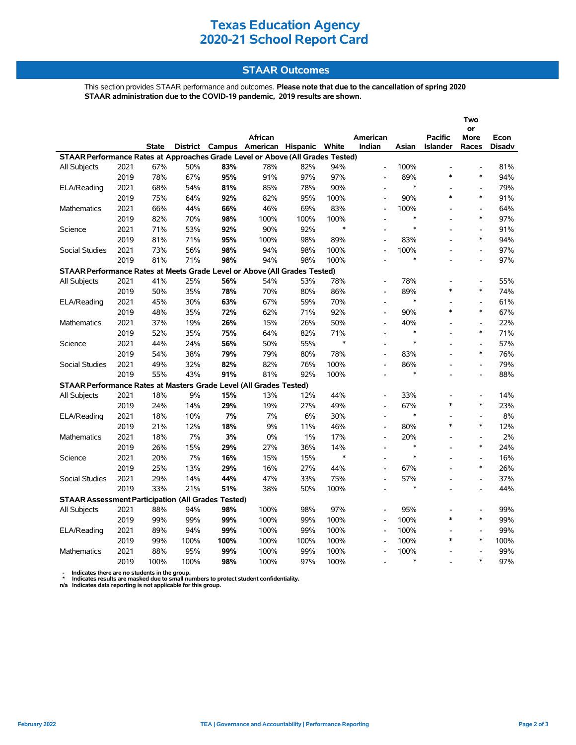# Texas Education Agency
# 2020-21 School Report Card

## STAAR Outcomes

This section provides STAAR performance and outcomes. **Please note that due to the cancellation of spring 2020 STAAR administration due to the COVID-19 pandemic, 2019 results are shown.**

| | | State | District | Campus | African American | Hispanic | White | American Indian | Asian | Pacific Islander | Two or More Races | Econ Disadv |
|---|---|---|---|---|---|---|---|---|---|---|---|---|
| **STAAR Performance Rates at Approaches Grade Level or Above (All Grades Tested)** | | | | | | | | | | | | |
| All Subjects | 2021 | 67% | 50% | **83%** | 78% | 82% | 94% | - | 100% | - | - | 81% |
| | 2019 | 78% | 67% | **95%** | 91% | 97% | 97% | - | 89% | * | * | 94% |
| ELA/Reading | 2021 | 68% | 54% | **81%** | 85% | 78% | 90% | - | * | - | - | 79% |
| | 2019 | 75% | 64% | **92%** | 82% | 95% | 100% | - | 90% | * | * | 91% |
| Mathematics | 2021 | 66% | 44% | **66%** | 46% | 69% | 83% | - | 100% | - | - | 64% |
| | 2019 | 82% | 70% | **98%** | 100% | 100% | 100% | - | * | - | * | 97% |
| Science | 2021 | 71% | 53% | **92%** | 90% | 92% | * | - | * | - | - | 91% |
| | 2019 | 81% | 71% | **95%** | 100% | 98% | 89% | - | 83% | - | * | 94% |
| Social Studies | 2021 | 73% | 56% | **98%** | 94% | 98% | 100% | - | 100% | - | - | 97% |
| | 2019 | 81% | 71% | **98%** | 94% | 98% | 100% | - | * | - | - | 97% |
| **STAAR Performance Rates at Meets Grade Level or Above (All Grades Tested)** | | | | | | | | | | | | |
| All Subjects | 2021 | 41% | 25% | **56%** | 54% | 53% | 78% | - | 78% | - | - | 55% |
| | 2019 | 50% | 35% | **78%** | 70% | 80% | 86% | - | 89% | * | * | 74% |
| ELA/Reading | 2021 | 45% | 30% | **63%** | 67% | 59% | 70% | - | * | - | - | 61% |
| | 2019 | 48% | 35% | **72%** | 62% | 71% | 92% | - | 90% | * | * | 67% |
| Mathematics | 2021 | 37% | 19% | **26%** | 15% | 26% | 50% | - | 40% | - | - | 22% |
| | 2019 | 52% | 35% | **75%** | 64% | 82% | 71% | - | * | - | * | 71% |
| Science | 2021 | 44% | 24% | **56%** | 50% | 55% | * | - | * | - | - | 57% |
| | 2019 | 54% | 38% | **79%** | 79% | 80% | 78% | - | 83% | - | * | 76% |
| Social Studies | 2021 | 49% | 32% | **82%** | 82% | 76% | 100% | - | 86% | - | - | 79% |
| | 2019 | 55% | 43% | **91%** | 81% | 92% | 100% | - | * | - | - | 88% |
| **STAAR Performance Rates at Masters Grade Level (All Grades Tested)** | | | | | | | | | | | | |
| All Subjects | 2021 | 18% | 9% | **15%** | 13% | 12% | 44% | - | 33% | - | - | 14% |
| | 2019 | 24% | 14% | **29%** | 19% | 27% | 49% | - | 67% | * | * | 23% |
| ELA/Reading | 2021 | 18% | 10% | **7%** | 7% | 6% | 30% | - | * | - | - | 8% |
| | 2019 | 21% | 12% | **18%** | 9% | 11% | 46% | - | 80% | * | * | 12% |
| Mathematics | 2021 | 18% | 7% | **3%** | 0% | 1% | 17% | - | 20% | - | - | 2% |
| | 2019 | 26% | 15% | **29%** | 27% | 36% | 14% | - | * | - | * | 24% |
| Science | 2021 | 20% | 7% | **16%** | 15% | 15% | * | - | * | - | - | 16% |
| | 2019 | 25% | 13% | **29%** | 16% | 27% | 44% | - | 67% | - | * | 26% |
| Social Studies | 2021 | 29% | 14% | **44%** | 47% | 33% | 75% | - | 57% | - | - | 37% |
| | 2019 | 33% | 21% | **51%** | 38% | 50% | 100% | - | * | - | - | 44% |
| **STAAR Assessment Participation (All Grades Tested)** | | | | | | | | | | | | |
| All Subjects | 2021 | 88% | 94% | **98%** | 100% | 98% | 97% | - | 95% | - | - | 99% |
| | 2019 | 99% | 99% | **99%** | 100% | 99% | 100% | - | 100% | * | * | 99% |
| ELA/Reading | 2021 | 89% | 94% | **99%** | 100% | 99% | 100% | - | 100% | - | - | 99% |
| | 2019 | 99% | 100% | **100%** | 100% | 100% | 100% | - | 100% | * | * | 100% |
| Mathematics | 2021 | 88% | 95% | **99%** | 100% | 99% | 100% | - | 100% | - | - | 99% |
| | 2019 | 100% | 100% | **98%** | 100% | 97% | 100% | - | * | - | * | 97% |

- Indicates there are no students in the group.
* Indicates results are masked due to small numbers to protect student confidentiality.
n/a Indicates data reporting is not applicable for this group.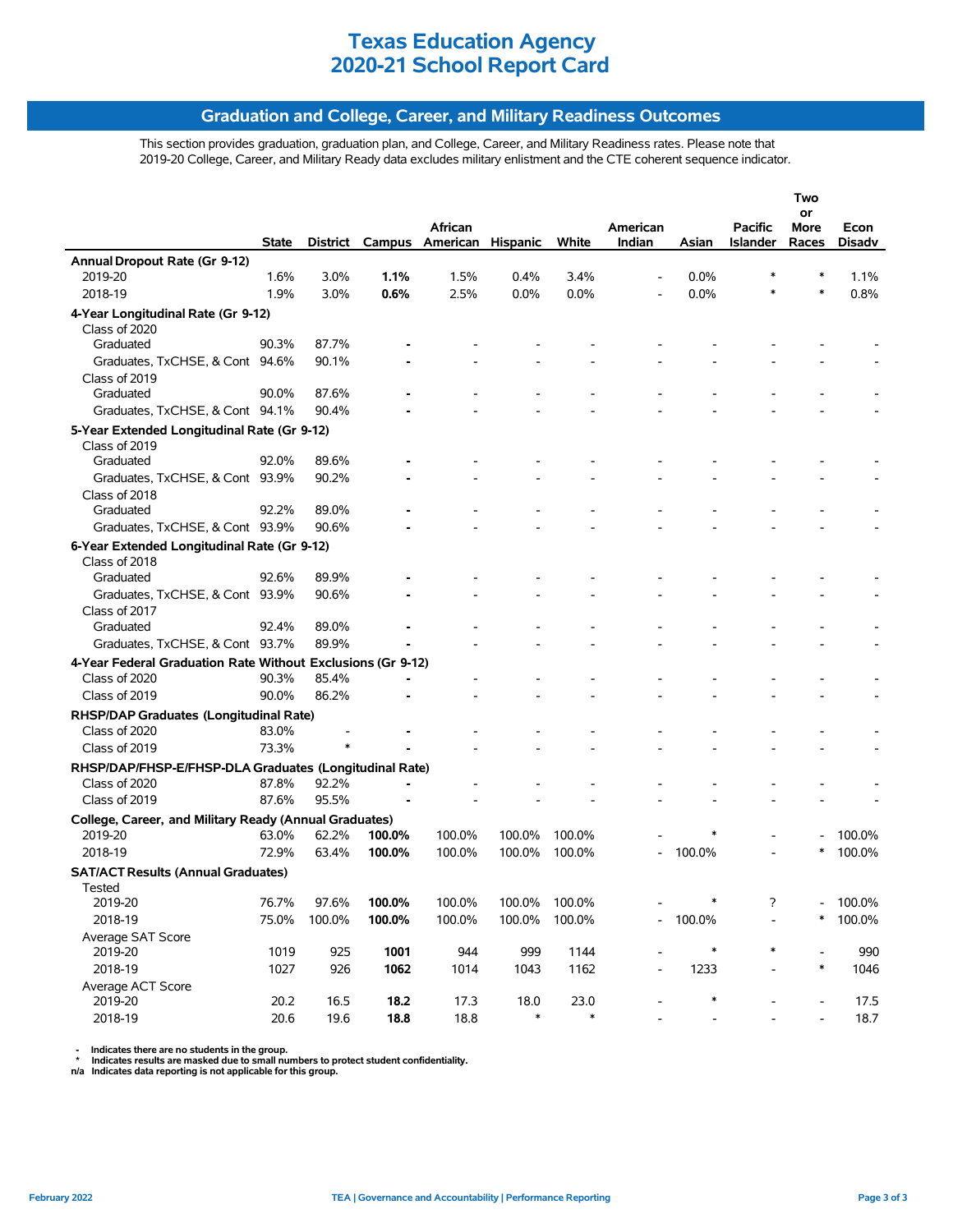# Texas Education Agency
# 2020-21 School Report Card

## Graduation and College, Career, and Military Readiness Outcomes

This section provides graduation, graduation plan, and College, Career, and Military Readiness rates. Please note that 2019-20 College, Career, and Military Ready data excludes military enlistment and the CTE coherent sequence indicator.

| | State | District | Campus | African American | Hispanic | White | American Indian | Asian | Pacific Islander | Two or More Races | Econ Disadv |
|---|---|---|---|---|---|---|---|---|---|---|---|
| **Annual Dropout Rate (Gr 9-12)** | | | | | | | | | | | |
| 2019-20 | 1.6% | 3.0% | **1.1%** | 1.5% | 0.4% | 3.4% | - | 0.0% | * | * | 1.1% |
| 2018-19 | 1.9% | 3.0% | **0.6%** | 2.5% | 0.0% | 0.0% | - | 0.0% | * | * | 0.8% |
| **4-Year Longitudinal Rate (Gr 9-12)** | | | | | | | | | | | |
| Class of 2020 | | | | | | | | | | | |
| Graduated | 90.3% | 87.7% | **-** | - | - | - | - | - | - | - | - |
| Graduates, TxCHSE, & Cont | 94.6% | 90.1% | **-** | - | - | - | - | - | - | - | - |
| Class of 2019 | | | | | | | | | | | |
| Graduated | 90.0% | 87.6% | **-** | - | - | - | - | - | - | - | - |
| Graduates, TxCHSE, & Cont | 94.1% | 90.4% | **-** | - | - | - | - | - | - | - | - |
| **5-Year Extended Longitudinal Rate (Gr 9-12)** | | | | | | | | | | | |
| Class of 2019 | | | | | | | | | | | |
| Graduated | 92.0% | 89.6% | **-** | - | - | - | - | - | - | - | - |
| Graduates, TxCHSE, & Cont | 93.9% | 90.2% | **-** | - | - | - | - | - | - | - | - |
| Class of 2018 | | | | | | | | | | | |
| Graduated | 92.2% | 89.0% | **-** | - | - | - | - | - | - | - | - |
| Graduates, TxCHSE, & Cont | 93.9% | 90.6% | **-** | - | - | - | - | - | - | - | - |
| **6-Year Extended Longitudinal Rate (Gr 9-12)** | | | | | | | | | | | |
| Class of 2018 | | | | | | | | | | | |
| Graduated | 92.6% | 89.9% | **-** | - | - | - | - | - | - | - | - |
| Graduates, TxCHSE, & Cont | 93.9% | 90.6% | **-** | - | - | - | - | - | - | - | - |
| Class of 2017 | | | | | | | | | | | |
| Graduated | 92.4% | 89.0% | **-** | - | - | - | - | - | - | - | - |
| Graduates, TxCHSE, & Cont | 93.7% | 89.9% | **-** | - | - | - | - | - | - | - | - |
| **4-Year Federal Graduation Rate Without Exclusions (Gr 9-12)** | | | | | | | | | | | |
| Class of 2020 | 90.3% | 85.4% | **-** | - | - | - | - | - | - | - | - |
| Class of 2019 | 90.0% | 86.2% | **-** | - | - | - | - | - | - | - | - |
| **RHSP/DAP Graduates (Longitudinal Rate)** | | | | | | | | | | | |
| Class of 2020 | 83.0% | - | **-** | - | - | - | - | - | - | - | - |
| Class of 2019 | 73.3% | * | **-** | - | - | - | - | - | - | - | - |
| **RHSP/DAP/FHSP-E/FHSP-DLA Graduates (Longitudinal Rate)** | | | | | | | | | | | |
| Class of 2020 | 87.8% | 92.2% | **-** | - | - | - | - | - | - | - | - |
| Class of 2019 | 87.6% | 95.5% | **-** | - | - | - | - | - | - | - | - |
| **College, Career, and Military Ready (Annual Graduates)** | | | | | | | | | | | |
| 2019-20 | 63.0% | 62.2% | **100.0%** | 100.0% | 100.0% | 100.0% | - | * | - | - | 100.0% |
| 2018-19 | 72.9% | 63.4% | **100.0%** | 100.0% | 100.0% | 100.0% | - | 100.0% | - | * | 100.0% |
| **SAT/ACT Results (Annual Graduates)** | | | | | | | | | | | |
| Tested | | | | | | | | | | | |
| 2019-20 | 76.7% | 97.6% | **100.0%** | 100.0% | 100.0% | 100.0% | - | * | ? | - | 100.0% |
| 2018-19 | 75.0% | 100.0% | **100.0%** | 100.0% | 100.0% | 100.0% | - | 100.0% | - | * | 100.0% |
| Average SAT Score | | | | | | | | | | | |
| 2019-20 | 1019 | 925 | **1001** | 944 | 999 | 1144 | - | * | * | - | 990 |
| 2018-19 | 1027 | 926 | **1062** | 1014 | 1043 | 1162 | - | 1233 | - | * | 1046 |
| Average ACT Score | | | | | | | | | | | |
| 2019-20 | 20.2 | 16.5 | **18.2** | 17.3 | 18.0 | 23.0 | - | * | - | - | 17.5 |
| 2018-19 | 20.6 | 19.6 | **18.8** | 18.8 | * | * | - | - | - | - | 18.7 |

**-** Indicates there are no students in the group.
**\*** Indicates results are masked due to small numbers to protect student confidentiality.
**n/a** Indicates data reporting is not applicable for this group.